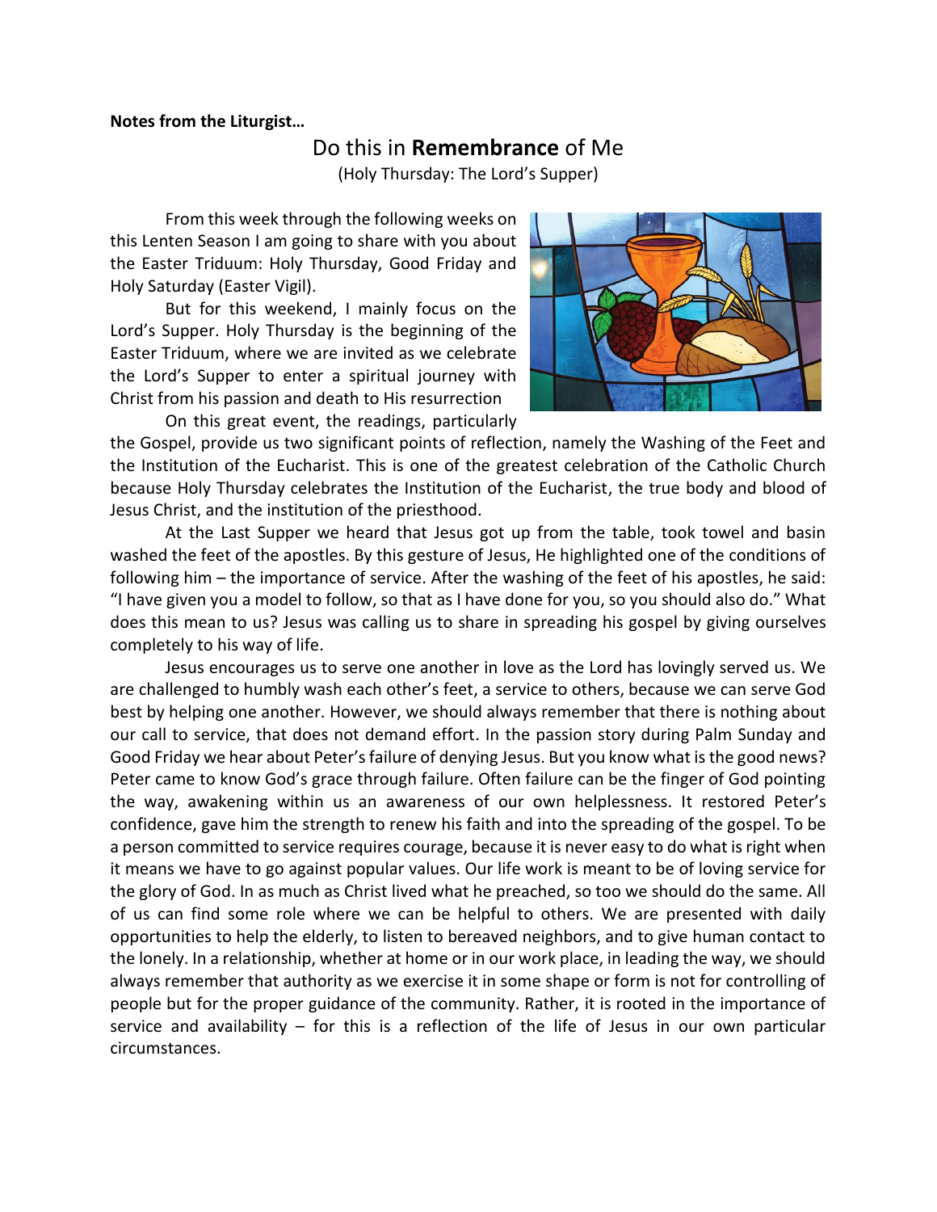**Notes from the Liturgist…**

# Do this in **Remembrance** of Me

(Holy Thursday: The Lord's Supper)

From this week through the following weeks on this Lenten Season I am going to share with you about the Easter Triduum: Holy Thursday, Good Friday and Holy Saturday (Easter Vigil).

But for this weekend, I mainly focus on the Lord's Supper. Holy Thursday is the beginning of the Easter Triduum, where we are invited as we celebrate the Lord's Supper to enter a spiritual journey with Christ from his passion and death to His resurrection

On this great event, the readings, particularly the Gospel, provide us two significant points of reflection, namely the Washing of the Feet and the Institution of the Eucharist. This is one of the greatest celebration of the Catholic Church because Holy Thursday celebrates the Institution of the Eucharist, the true body and blood of Jesus Christ, and the institution of the priesthood.

At the Last Supper we heard that Jesus got up from the table, took towel and basin washed the feet of the apostles. By this gesture of Jesus, He highlighted one of the conditions of following him – the importance of service. After the washing of the feet of his apostles, he said: "I have given you a model to follow, so that as I have done for you, so you should also do." What does this mean to us? Jesus was calling us to share in spreading his gospel by giving ourselves completely to his way of life.

Jesus encourages us to serve one another in love as the Lord has lovingly served us. We are challenged to humbly wash each other's feet, a service to others, because we can serve God best by helping one another. However, we should always remember that there is nothing about our call to service, that does not demand effort. In the passion story during Palm Sunday and Good Friday we hear about Peter's failure of denying Jesus. But you know what is the good news? Peter came to know God's grace through failure. Often failure can be the finger of God pointing the way, awakening within us an awareness of our own helplessness. It restored Peter's confidence, gave him the strength to renew his faith and into the spreading of the gospel. To be a person committed to service requires courage, because it is never easy to do what is right when it means we have to go against popular values. Our life work is meant to be of loving service for the glory of God. In as much as Christ lived what he preached, so too we should do the same. All of us can find some role where we can be helpful to others. We are presented with daily opportunities to help the elderly, to listen to bereaved neighbors, and to give human contact to the lonely. In a relationship, whether at home or in our work place, in leading the way, we should always remember that authority as we exercise it in some shape or form is not for controlling of people but for the proper guidance of the community. Rather, it is rooted in the importance of service and availability – for this is a reflection of the life of Jesus in our own particular circumstances.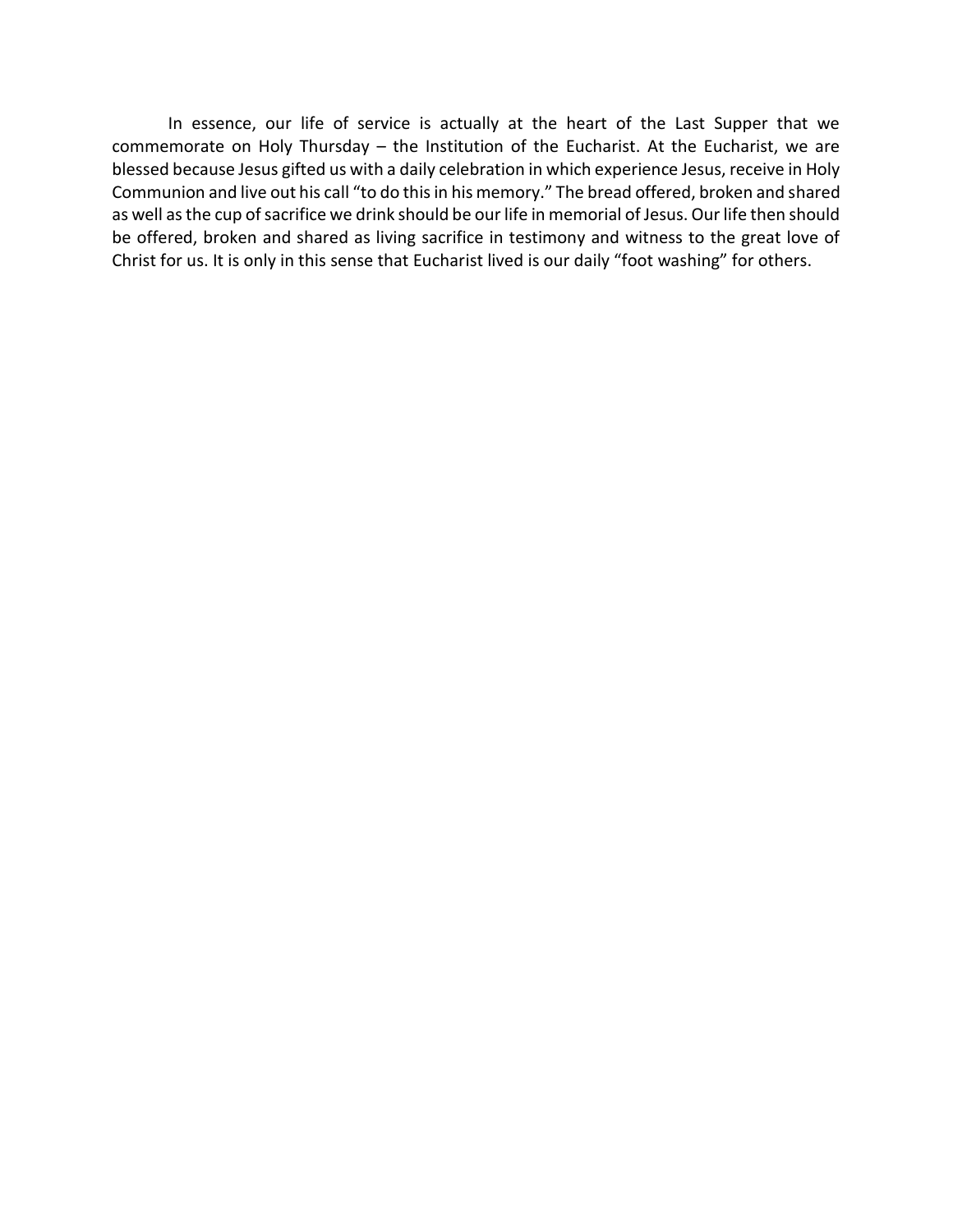In essence, our life of service is actually at the heart of the Last Supper that we commemorate on Holy Thursday – the Institution of the Eucharist. At the Eucharist, we are blessed because Jesus gifted us with a daily celebration in which experience Jesus, receive in Holy Communion and live out his call "to do this in his memory." The bread offered, broken and shared as well as the cup of sacrifice we drink should be our life in memorial of Jesus. Our life then should be offered, broken and shared as living sacrifice in testimony and witness to the great love of Christ for us. It is only in this sense that Eucharist lived is our daily "foot washing" for others.